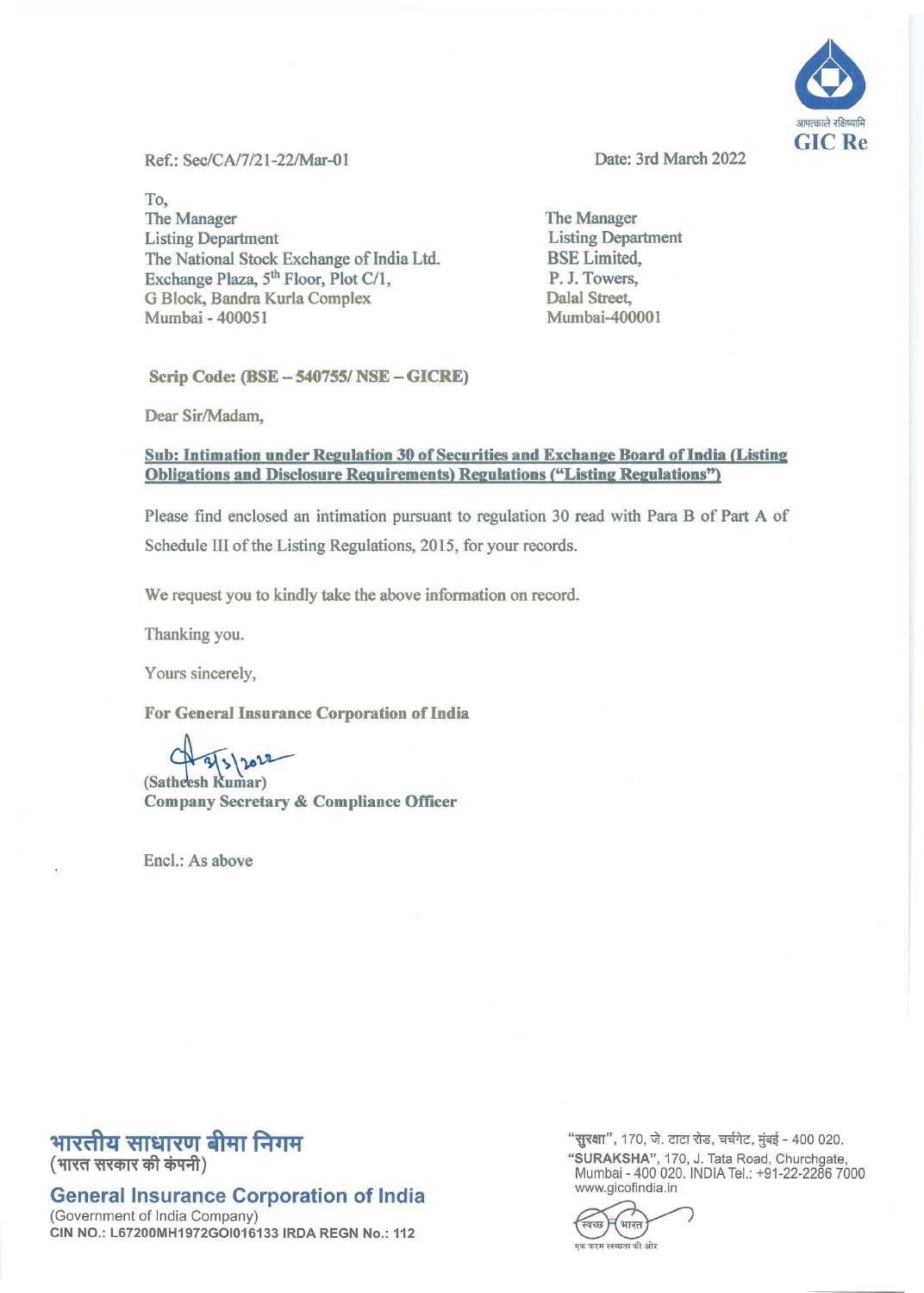आपत्काले रक्षिष्यामि
GIC Re

Ref.: Sec/CA/7/21-22/Mar-01

Date: 3rd March 2022

To,
The Manager
Listing Department
The National Stock Exchange of India Ltd.
Exchange Plaza, 5th Floor, Plot C/1,
G Block, Bandra Kurla Complex
Mumbai - 400051

The Manager
Listing Department
BSE Limited,
P. J. Towers,
Dalal Street,
Mumbai-400001

**Scrip Code: (BSE – 540755/ NSE – GICRE)**

Dear Sir/Madam,

**Sub: Intimation under Regulation 30 of Securities and Exchange Board of India (Listing Obligations and Disclosure Requirements) Regulations ("Listing Regulations")**

Please find enclosed an intimation pursuant to regulation 30 read with Para B of Part A of Schedule III of the Listing Regulations, 2015, for your records.

We request you to kindly take the above information on record.

Thanking you.

Yours sincerely,

**For General Insurance Corporation of India**

3/3/2022
(Satheesh Kumar)
**Company Secretary & Compliance Officer**

Encl.: As above

**भारतीय साधारण बीमा निगम**
(भारत सरकार की कंपनी)

**General Insurance Corporation of India**
(Government of India Company)
CIN NO.: L67200MH1972GOI016133 IRDA REGN No.: 112

"सुरक्षा", 170, जे. टाटा रोड, चर्चगेट, मुंबई - 400 020.
"SURAKSHA", 170, J. Tata Road, Churchgate, Mumbai - 400 020. INDIA Tel.: +91-22-2286 7000
www.gicofindia.in

स्वच्छ भारत
एक कदम स्वच्छता की ओर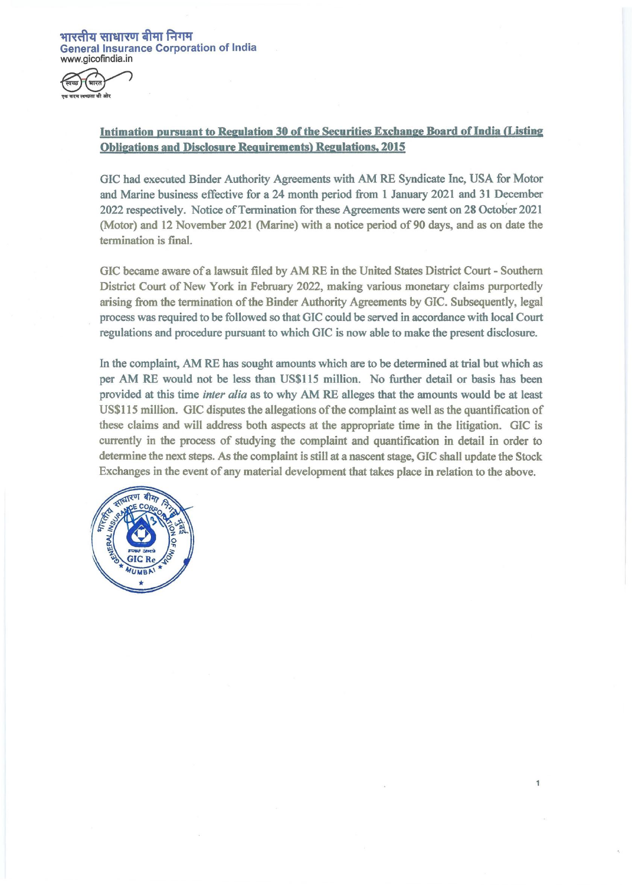भारतीय साधारण बीमा निगम
General Insurance Corporation of India
www.gicofindia.in

**Intimation pursuant to Regulation 30 of the Securities Exchange Board of India (Listing Obligations and Disclosure Requirements) Regulations, 2015**

GIC had executed Binder Authority Agreements with AM RE Syndicate Inc, USA for Motor and Marine business effective for a 24 month period from 1 January 2021 and 31 December 2022 respectively. Notice of Termination for these Agreements were sent on 28 October 2021 (Motor) and 12 November 2021 (Marine) with a notice period of 90 days, and as on date the termination is final.

GIC became aware of a lawsuit filed by AM RE in the United States District Court - Southern District Court of New York in February 2022, making various monetary claims purportedly arising from the termination of the Binder Authority Agreements by GIC. Subsequently, legal process was required to be followed so that GIC could be served in accordance with local Court regulations and procedure pursuant to which GIC is now able to make the present disclosure.

In the complaint, AM RE has sought amounts which are to be determined at trial but which as per AM RE would not be less than US$115 million. No further detail or basis has been provided at this time *inter alia* as to why AM RE alleges that the amounts would be at least US$115 million. GIC disputes the allegations of the complaint as well as the quantification of these claims and will address both aspects at the appropriate time in the litigation. GIC is currently in the process of studying the complaint and quantification in detail in order to determine the next steps. As the complaint is still at a nascent stage, GIC shall update the Stock Exchanges in the event of any material development that takes place in relation to the above.